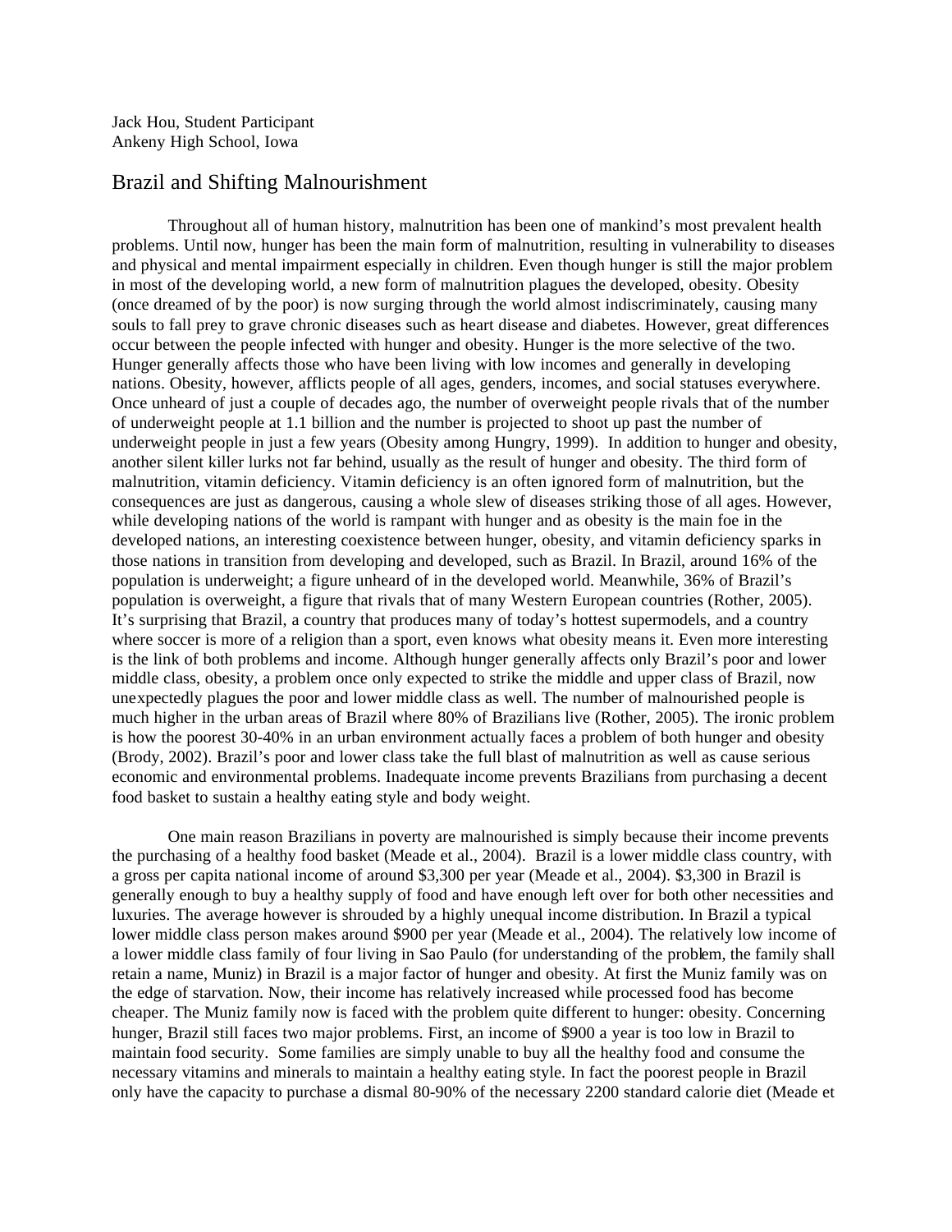Jack Hou, Student Participant
Ankeny High School, Iowa

# Brazil and Shifting Malnourishment

Throughout all of human history, malnutrition has been one of mankind's most prevalent health problems. Until now, hunger has been the main form of malnutrition, resulting in vulnerability to diseases and physical and mental impairment especially in children. Even though hunger is still the major problem in most of the developing world, a new form of malnutrition plagues the developed, obesity. Obesity (once dreamed of by the poor) is now surging through the world almost indiscriminately, causing many souls to fall prey to grave chronic diseases such as heart disease and diabetes. However, great differences occur between the people infected with hunger and obesity. Hunger is the more selective of the two. Hunger generally affects those who have been living with low incomes and generally in developing nations. Obesity, however, afflicts people of all ages, genders, incomes, and social statuses everywhere. Once unheard of just a couple of decades ago, the number of overweight people rivals that of the number of underweight people at 1.1 billion and the number is projected to shoot up past the number of underweight people in just a few years (Obesity among Hungry, 1999). In addition to hunger and obesity, another silent killer lurks not far behind, usually as the result of hunger and obesity. The third form of malnutrition, vitamin deficiency. Vitamin deficiency is an often ignored form of malnutrition, but the consequences are just as dangerous, causing a whole slew of diseases striking those of all ages. However, while developing nations of the world is rampant with hunger and as obesity is the main foe in the developed nations, an interesting coexistence between hunger, obesity, and vitamin deficiency sparks in those nations in transition from developing and developed, such as Brazil. In Brazil, around 16% of the population is underweight; a figure unheard of in the developed world. Meanwhile, 36% of Brazil's population is overweight, a figure that rivals that of many Western European countries (Rother, 2005). It's surprising that Brazil, a country that produces many of today's hottest supermodels, and a country where soccer is more of a religion than a sport, even knows what obesity means it. Even more interesting is the link of both problems and income. Although hunger generally affects only Brazil's poor and lower middle class, obesity, a problem once only expected to strike the middle and upper class of Brazil, now unexpectedly plagues the poor and lower middle class as well. The number of malnourished people is much higher in the urban areas of Brazil where 80% of Brazilians live (Rother, 2005). The ironic problem is how the poorest 30-40% in an urban environment actually faces a problem of both hunger and obesity (Brody, 2002). Brazil's poor and lower class take the full blast of malnutrition as well as cause serious economic and environmental problems. Inadequate income prevents Brazilians from purchasing a decent food basket to sustain a healthy eating style and body weight.

One main reason Brazilians in poverty are malnourished is simply because their income prevents the purchasing of a healthy food basket (Meade et al., 2004). Brazil is a lower middle class country, with a gross per capita national income of around $3,300 per year (Meade et al., 2004). $3,300 in Brazil is generally enough to buy a healthy supply of food and have enough left over for both other necessities and luxuries. The average however is shrouded by a highly unequal income distribution. In Brazil a typical lower middle class person makes around $900 per year (Meade et al., 2004). The relatively low income of a lower middle class family of four living in Sao Paulo (for understanding of the problem, the family shall retain a name, Muniz) in Brazil is a major factor of hunger and obesity. At first the Muniz family was on the edge of starvation. Now, their income has relatively increased while processed food has become cheaper. The Muniz family now is faced with the problem quite different to hunger: obesity. Concerning hunger, Brazil still faces two major problems. First, an income of $900 a year is too low in Brazil to maintain food security. Some families are simply unable to buy all the healthy food and consume the necessary vitamins and minerals to maintain a healthy eating style. In fact the poorest people in Brazil only have the capacity to purchase a dismal 80-90% of the necessary 2200 standard calorie diet (Meade et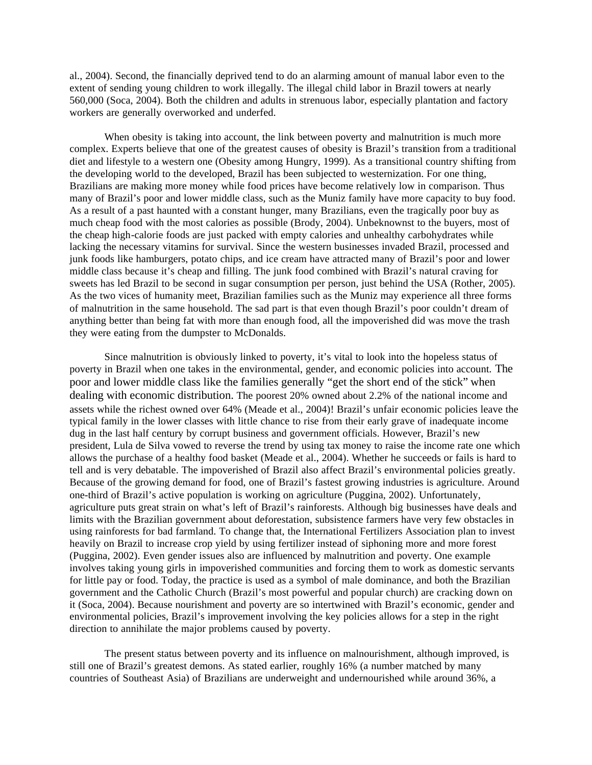al., 2004). Second, the financially deprived tend to do an alarming amount of manual labor even to the extent of sending young children to work illegally. The illegal child labor in Brazil towers at nearly 560,000 (Soca, 2004). Both the children and adults in strenuous labor, especially plantation and factory workers are generally overworked and underfed.

When obesity is taking into account, the link between poverty and malnutrition is much more complex. Experts believe that one of the greatest causes of obesity is Brazil's transition from a traditional diet and lifestyle to a western one (Obesity among Hungry, 1999). As a transitional country shifting from the developing world to the developed, Brazil has been subjected to westernization. For one thing, Brazilians are making more money while food prices have become relatively low in comparison. Thus many of Brazil's poor and lower middle class, such as the Muniz family have more capacity to buy food. As a result of a past haunted with a constant hunger, many Brazilians, even the tragically poor buy as much cheap food with the most calories as possible (Brody, 2004). Unbeknownst to the buyers, most of the cheap high-calorie foods are just packed with empty calories and unhealthy carbohydrates while lacking the necessary vitamins for survival. Since the western businesses invaded Brazil, processed and junk foods like hamburgers, potato chips, and ice cream have attracted many of Brazil's poor and lower middle class because it's cheap and filling. The junk food combined with Brazil's natural craving for sweets has led Brazil to be second in sugar consumption per person, just behind the USA (Rother, 2005). As the two vices of humanity meet, Brazilian families such as the Muniz may experience all three forms of malnutrition in the same household. The sad part is that even though Brazil's poor couldn't dream of anything better than being fat with more than enough food, all the impoverished did was move the trash they were eating from the dumpster to McDonalds.

Since malnutrition is obviously linked to poverty, it's vital to look into the hopeless status of poverty in Brazil when one takes in the environmental, gender, and economic policies into account. The poor and lower middle class like the families generally "get the short end of the stick" when dealing with economic distribution. The poorest 20% owned about 2.2% of the national income and assets while the richest owned over 64% (Meade et al., 2004)! Brazil's unfair economic policies leave the typical family in the lower classes with little chance to rise from their early grave of inadequate income dug in the last half century by corrupt business and government officials. However, Brazil's new president, Lula de Silva vowed to reverse the trend by using tax money to raise the income rate one which allows the purchase of a healthy food basket (Meade et al., 2004). Whether he succeeds or fails is hard to tell and is very debatable. The impoverished of Brazil also affect Brazil's environmental policies greatly. Because of the growing demand for food, one of Brazil's fastest growing industries is agriculture. Around one-third of Brazil's active population is working on agriculture (Puggina, 2002). Unfortunately, agriculture puts great strain on what's left of Brazil's rainforests. Although big businesses have deals and limits with the Brazilian government about deforestation, subsistence farmers have very few obstacles in using rainforests for bad farmland. To change that, the International Fertilizers Association plan to invest heavily on Brazil to increase crop yield by using fertilizer instead of siphoning more and more forest (Puggina, 2002). Even gender issues also are influenced by malnutrition and poverty. One example involves taking young girls in impoverished communities and forcing them to work as domestic servants for little pay or food. Today, the practice is used as a symbol of male dominance, and both the Brazilian government and the Catholic Church (Brazil's most powerful and popular church) are cracking down on it (Soca, 2004). Because nourishment and poverty are so intertwined with Brazil's economic, gender and environmental policies, Brazil's improvement involving the key policies allows for a step in the right direction to annihilate the major problems caused by poverty.

The present status between poverty and its influence on malnourishment, although improved, is still one of Brazil's greatest demons. As stated earlier, roughly 16% (a number matched by many countries of Southeast Asia) of Brazilians are underweight and undernourished while around 36%, a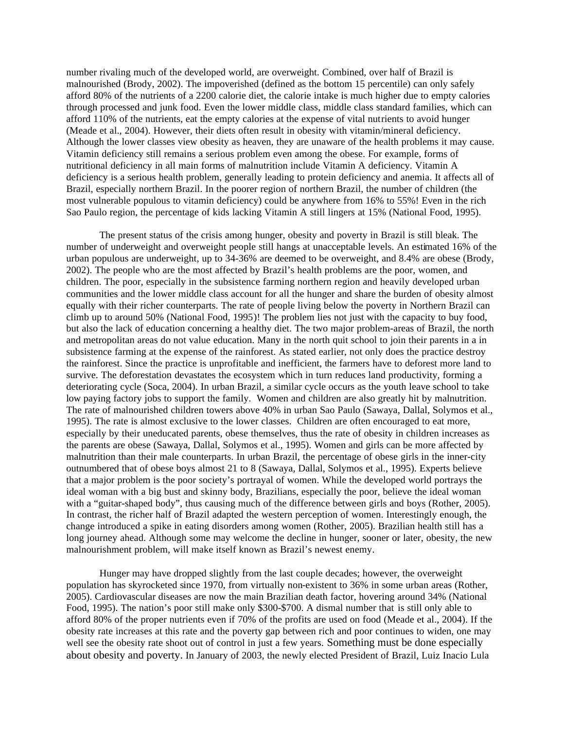number rivaling much of the developed world, are overweight. Combined, over half of Brazil is malnourished (Brody, 2002). The impoverished (defined as the bottom 15 percentile) can only safely afford 80% of the nutrients of a 2200 calorie diet, the calorie intake is much higher due to empty calories through processed and junk food. Even the lower middle class, middle class standard families, which can afford 110% of the nutrients, eat the empty calories at the expense of vital nutrients to avoid hunger (Meade et al., 2004). However, their diets often result in obesity with vitamin/mineral deficiency. Although the lower classes view obesity as heaven, they are unaware of the health problems it may cause. Vitamin deficiency still remains a serious problem even among the obese. For example, forms of nutritional deficiency in all main forms of malnutrition include Vitamin A deficiency. Vitamin A deficiency is a serious health problem, generally leading to protein deficiency and anemia. It affects all of Brazil, especially northern Brazil. In the poorer region of northern Brazil, the number of children (the most vulnerable populous to vitamin deficiency) could be anywhere from 16% to 55%! Even in the rich Sao Paulo region, the percentage of kids lacking Vitamin A still lingers at 15% (National Food, 1995).

The present status of the crisis among hunger, obesity and poverty in Brazil is still bleak. The number of underweight and overweight people still hangs at unacceptable levels. An estimated 16% of the urban populous are underweight, up to 34-36% are deemed to be overweight, and 8.4% are obese (Brody, 2002). The people who are the most affected by Brazil's health problems are the poor, women, and children. The poor, especially in the subsistence farming northern region and heavily developed urban communities and the lower middle class account for all the hunger and share the burden of obesity almost equally with their richer counterparts. The rate of people living below the poverty in Northern Brazil can climb up to around 50% (National Food, 1995)! The problem lies not just with the capacity to buy food, but also the lack of education concerning a healthy diet. The two major problem-areas of Brazil, the north and metropolitan areas do not value education. Many in the north quit school to join their parents in a in subsistence farming at the expense of the rainforest. As stated earlier, not only does the practice destroy the rainforest. Since the practice is unprofitable and inefficient, the farmers have to deforest more land to survive. The deforestation devastates the ecosystem which in turn reduces land productivity, forming a deteriorating cycle (Soca, 2004). In urban Brazil, a similar cycle occurs as the youth leave school to take low paying factory jobs to support the family. Women and children are also greatly hit by malnutrition. The rate of malnourished children towers above 40% in urban Sao Paulo (Sawaya, Dallal, Solymos et al., 1995). The rate is almost exclusive to the lower classes. Children are often encouraged to eat more, especially by their uneducated parents, obese themselves, thus the rate of obesity in children increases as the parents are obese (Sawaya, Dallal, Solymos et al., 1995). Women and girls can be more affected by malnutrition than their male counterparts. In urban Brazil, the percentage of obese girls in the inner-city outnumbered that of obese boys almost 21 to 8 (Sawaya, Dallal, Solymos et al., 1995). Experts believe that a major problem is the poor society's portrayal of women. While the developed world portrays the ideal woman with a big bust and skinny body, Brazilians, especially the poor, believe the ideal woman with a "guitar-shaped body", thus causing much of the difference between girls and boys (Rother, 2005). In contrast, the richer half of Brazil adapted the western perception of women. Interestingly enough, the change introduced a spike in eating disorders among women (Rother, 2005). Brazilian health still has a long journey ahead. Although some may welcome the decline in hunger, sooner or later, obesity, the new malnourishment problem, will make itself known as Brazil's newest enemy.

Hunger may have dropped slightly from the last couple decades; however, the overweight population has skyrocketed since 1970, from virtually non-existent to 36% in some urban areas (Rother, 2005). Cardiovascular diseases are now the main Brazilian death factor, hovering around 34% (National Food, 1995). The nation's poor still make only $300-$700. A dismal number that is still only able to afford 80% of the proper nutrients even if 70% of the profits are used on food (Meade et al., 2004). If the obesity rate increases at this rate and the poverty gap between rich and poor continues to widen, one may well see the obesity rate shoot out of control in just a few years. Something must be done especially about obesity and poverty. In January of 2003, the newly elected President of Brazil, Luiz Inacio Lula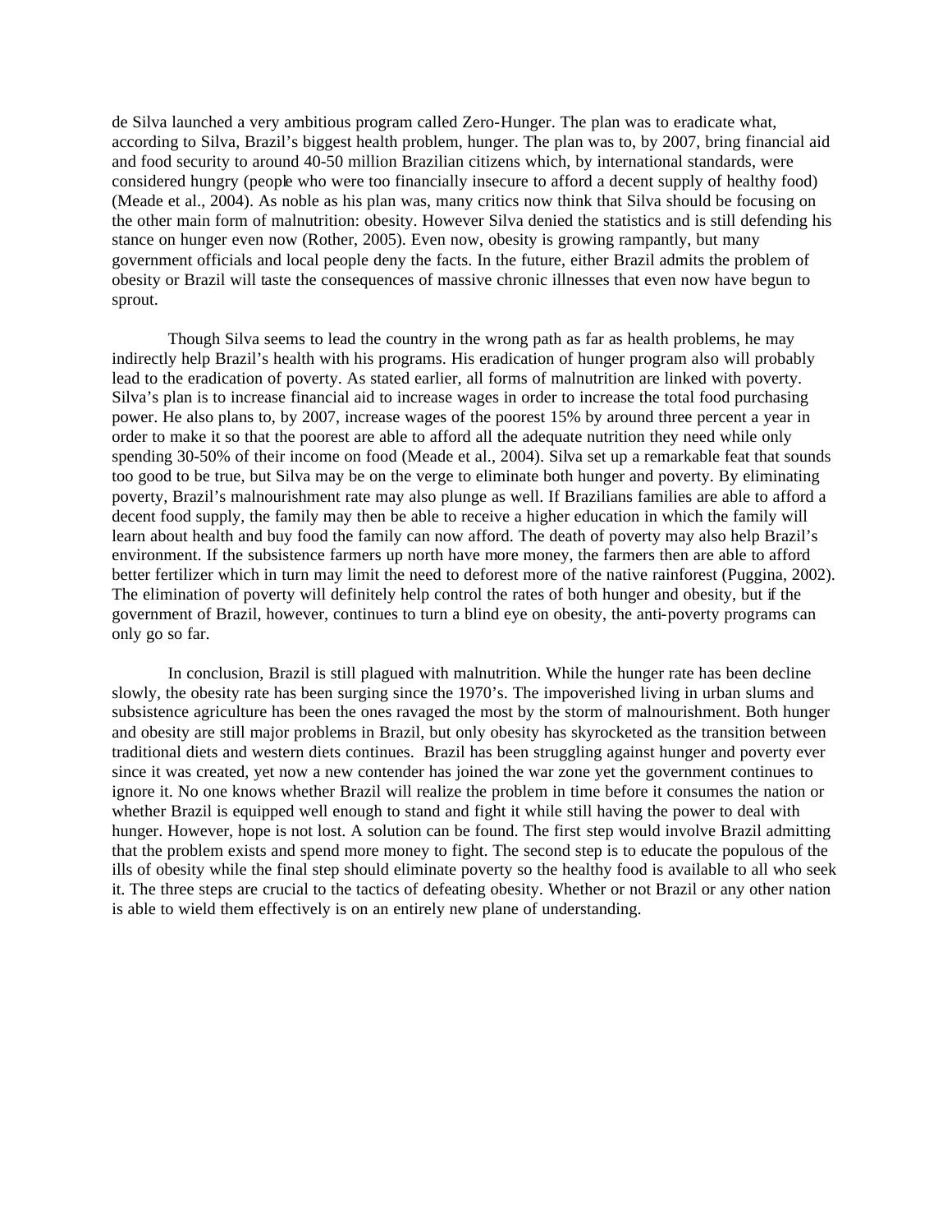de Silva launched a very ambitious program called Zero-Hunger. The plan was to eradicate what, according to Silva, Brazil's biggest health problem, hunger. The plan was to, by 2007, bring financial aid and food security to around 40-50 million Brazilian citizens which, by international standards, were considered hungry (people who were too financially insecure to afford a decent supply of healthy food) (Meade et al., 2004). As noble as his plan was, many critics now think that Silva should be focusing on the other main form of malnutrition: obesity. However Silva denied the statistics and is still defending his stance on hunger even now (Rother, 2005). Even now, obesity is growing rampantly, but many government officials and local people deny the facts. In the future, either Brazil admits the problem of obesity or Brazil will taste the consequences of massive chronic illnesses that even now have begun to sprout.

Though Silva seems to lead the country in the wrong path as far as health problems, he may indirectly help Brazil's health with his programs. His eradication of hunger program also will probably lead to the eradication of poverty. As stated earlier, all forms of malnutrition are linked with poverty. Silva's plan is to increase financial aid to increase wages in order to increase the total food purchasing power. He also plans to, by 2007, increase wages of the poorest 15% by around three percent a year in order to make it so that the poorest are able to afford all the adequate nutrition they need while only spending 30-50% of their income on food (Meade et al., 2004). Silva set up a remarkable feat that sounds too good to be true, but Silva may be on the verge to eliminate both hunger and poverty. By eliminating poverty, Brazil's malnourishment rate may also plunge as well. If Brazilians families are able to afford a decent food supply, the family may then be able to receive a higher education in which the family will learn about health and buy food the family can now afford. The death of poverty may also help Brazil's environment. If the subsistence farmers up north have more money, the farmers then are able to afford better fertilizer which in turn may limit the need to deforest more of the native rainforest (Puggina, 2002). The elimination of poverty will definitely help control the rates of both hunger and obesity, but if the government of Brazil, however, continues to turn a blind eye on obesity, the anti-poverty programs can only go so far.

In conclusion, Brazil is still plagued with malnutrition. While the hunger rate has been decline slowly, the obesity rate has been surging since the 1970's. The impoverished living in urban slums and subsistence agriculture has been the ones ravaged the most by the storm of malnourishment. Both hunger and obesity are still major problems in Brazil, but only obesity has skyrocketed as the transition between traditional diets and western diets continues. Brazil has been struggling against hunger and poverty ever since it was created, yet now a new contender has joined the war zone yet the government continues to ignore it. No one knows whether Brazil will realize the problem in time before it consumes the nation or whether Brazil is equipped well enough to stand and fight it while still having the power to deal with hunger. However, hope is not lost. A solution can be found. The first step would involve Brazil admitting that the problem exists and spend more money to fight. The second step is to educate the populous of the ills of obesity while the final step should eliminate poverty so the healthy food is available to all who seek it. The three steps are crucial to the tactics of defeating obesity. Whether or not Brazil or any other nation is able to wield them effectively is on an entirely new plane of understanding.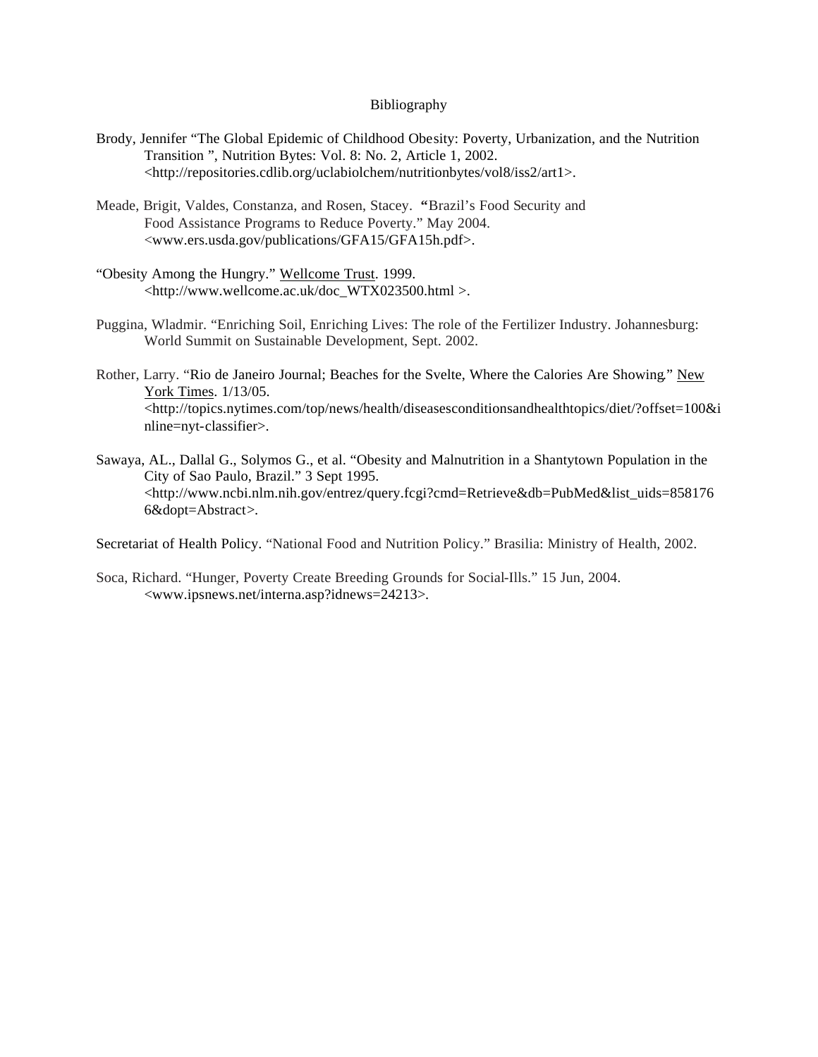# Bibliography

Brody, Jennifer "The Global Epidemic of Childhood Obesity: Poverty, Urbanization, and the Nutrition Transition ", Nutrition Bytes: Vol. 8: No. 2, Article 1, 2002. <http://repositories.cdlib.org/uclabiolchem/nutritionbytes/vol8/iss2/art1>.

Meade, Brigit, Valdes, Constanza, and Rosen, Stacey. **"**Brazil's Food Security and Food Assistance Programs to Reduce Poverty." May 2004. <www.ers.usda.gov/publications/GFA15/GFA15h.pdf>.

"Obesity Among the Hungry." Wellcome Trust. 1999. <http://www.wellcome.ac.uk/doc_WTX023500.html >.

Puggina, Wladmir. "Enriching Soil, Enriching Lives: The role of the Fertilizer Industry. Johannesburg: World Summit on Sustainable Development, Sept. 2002.

Rother, Larry. "Rio de Janeiro Journal; Beaches for the Svelte, Where the Calories Are Showing." New York Times. 1/13/05. <http://topics.nytimes.com/top/news/health/diseasesconditionsandhealthtopics/diet/?offset=100&inline=nyt-classifier>.

Sawaya, AL., Dallal G., Solymos G., et al. "Obesity and Malnutrition in a Shantytown Population in the City of Sao Paulo, Brazil." 3 Sept 1995. <http://www.ncbi.nlm.nih.gov/entrez/query.fcgi?cmd=Retrieve&db=PubMed&list_uids=8581766&dopt=Abstract>.

Secretariat of Health Policy. "National Food and Nutrition Policy." Brasilia: Ministry of Health, 2002.

Soca, Richard. "Hunger, Poverty Create Breeding Grounds for Social-Ills." 15 Jun, 2004. <www.ipsnews.net/interna.asp?idnews=24213>.